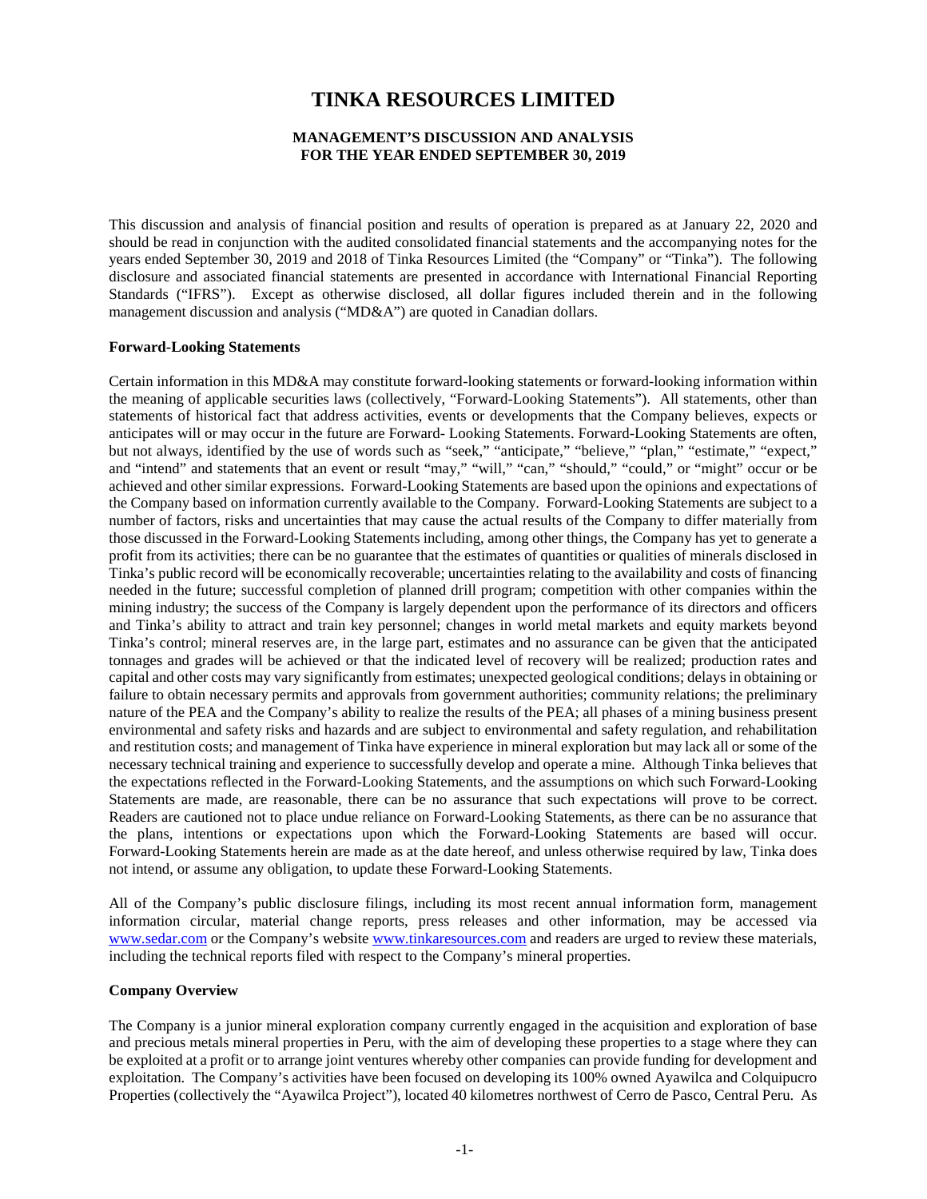# TINKA RESOURCES LIMITED

## MANAGEMENT'S DISCUSSION AND ANALYSIS
## FOR THE YEAR ENDED SEPTEMBER 30, 2019

This discussion and analysis of financial position and results of operation is prepared as at January 22, 2020 and should be read in conjunction with the audited consolidated financial statements and the accompanying notes for the years ended September 30, 2019 and 2018 of Tinka Resources Limited (the "Company" or "Tinka"). The following disclosure and associated financial statements are presented in accordance with International Financial Reporting Standards ("IFRS"). Except as otherwise disclosed, all dollar figures included therein and in the following management discussion and analysis ("MD&A") are quoted in Canadian dollars.

**Forward-Looking Statements**

Certain information in this MD&A may constitute forward-looking statements or forward-looking information within the meaning of applicable securities laws (collectively, "Forward-Looking Statements"). All statements, other than statements of historical fact that address activities, events or developments that the Company believes, expects or anticipates will or may occur in the future are Forward- Looking Statements. Forward-Looking Statements are often, but not always, identified by the use of words such as "seek," "anticipate," "believe," "plan," "estimate," "expect," and "intend" and statements that an event or result "may," "will," "can," "should," "could," or "might" occur or be achieved and other similar expressions. Forward-Looking Statements are based upon the opinions and expectations of the Company based on information currently available to the Company. Forward-Looking Statements are subject to a number of factors, risks and uncertainties that may cause the actual results of the Company to differ materially from those discussed in the Forward-Looking Statements including, among other things, the Company has yet to generate a profit from its activities; there can be no guarantee that the estimates of quantities or qualities of minerals disclosed in Tinka's public record will be economically recoverable; uncertainties relating to the availability and costs of financing needed in the future; successful completion of planned drill program; competition with other companies within the mining industry; the success of the Company is largely dependent upon the performance of its directors and officers and Tinka's ability to attract and train key personnel; changes in world metal markets and equity markets beyond Tinka's control; mineral reserves are, in the large part, estimates and no assurance can be given that the anticipated tonnages and grades will be achieved or that the indicated level of recovery will be realized; production rates and capital and other costs may vary significantly from estimates; unexpected geological conditions; delays in obtaining or failure to obtain necessary permits and approvals from government authorities; community relations; the preliminary nature of the PEA and the Company's ability to realize the results of the PEA; all phases of a mining business present environmental and safety risks and hazards and are subject to environmental and safety regulation, and rehabilitation and restitution costs; and management of Tinka have experience in mineral exploration but may lack all or some of the necessary technical training and experience to successfully develop and operate a mine. Although Tinka believes that the expectations reflected in the Forward-Looking Statements, and the assumptions on which such Forward-Looking Statements are made, are reasonable, there can be no assurance that such expectations will prove to be correct. Readers are cautioned not to place undue reliance on Forward-Looking Statements, as there can be no assurance that the plans, intentions or expectations upon which the Forward-Looking Statements are based will occur. Forward-Looking Statements herein are made as at the date hereof, and unless otherwise required by law, Tinka does not intend, or assume any obligation, to update these Forward-Looking Statements.

All of the Company's public disclosure filings, including its most recent annual information form, management information circular, material change reports, press releases and other information, may be accessed via www.sedar.com or the Company's website www.tinkaresources.com and readers are urged to review these materials, including the technical reports filed with respect to the Company's mineral properties.

**Company Overview**

The Company is a junior mineral exploration company currently engaged in the acquisition and exploration of base and precious metals mineral properties in Peru, with the aim of developing these properties to a stage where they can be exploited at a profit or to arrange joint ventures whereby other companies can provide funding for development and exploitation. The Company's activities have been focused on developing its 100% owned Ayawilca and Colquipucro Properties (collectively the "Ayawilca Project"), located 40 kilometres northwest of Cerro de Pasco, Central Peru. As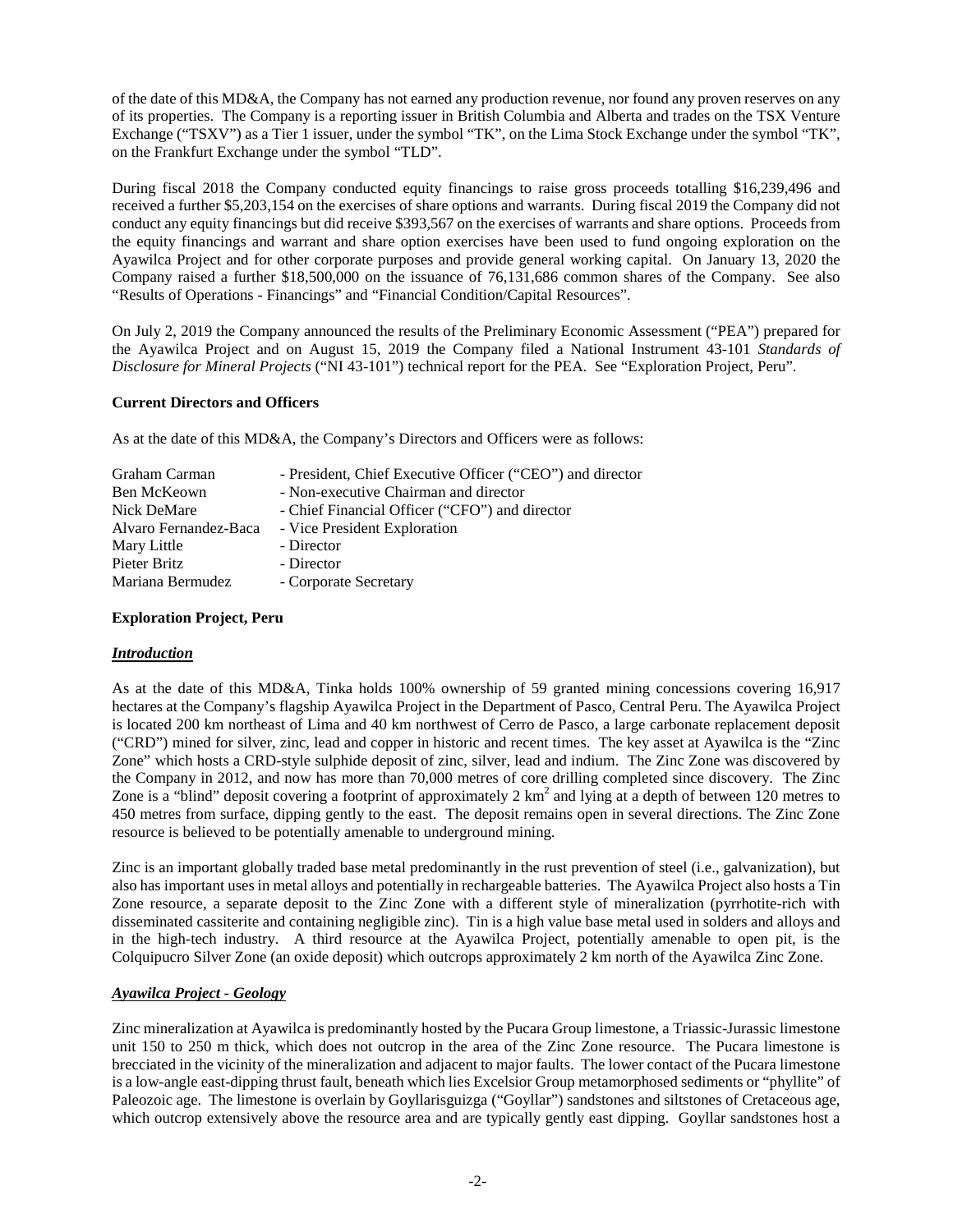of the date of this MD&A, the Company has not earned any production revenue, nor found any proven reserves on any of its properties. The Company is a reporting issuer in British Columbia and Alberta and trades on the TSX Venture Exchange ("TSXV") as a Tier 1 issuer, under the symbol "TK", on the Lima Stock Exchange under the symbol "TK", on the Frankfurt Exchange under the symbol "TLD".

During fiscal 2018 the Company conducted equity financings to raise gross proceeds totalling $16,239,496 and received a further $5,203,154 on the exercises of share options and warrants. During fiscal 2019 the Company did not conduct any equity financings but did receive $393,567 on the exercises of warrants and share options. Proceeds from the equity financings and warrant and share option exercises have been used to fund ongoing exploration on the Ayawilca Project and for other corporate purposes and provide general working capital. On January 13, 2020 the Company raised a further $18,500,000 on the issuance of 76,131,686 common shares of the Company. See also "Results of Operations - Financings" and "Financial Condition/Capital Resources".

On July 2, 2019 the Company announced the results of the Preliminary Economic Assessment ("PEA") prepared for the Ayawilca Project and on August 15, 2019 the Company filed a National Instrument 43-101 *Standards of Disclosure for Mineral Projects* ("NI 43-101") technical report for the PEA. See "Exploration Project, Peru".

**Current Directors and Officers**

As at the date of this MD&A, the Company's Directors and Officers were as follows:

| | |
|---|---|
| Graham Carman | - President, Chief Executive Officer ("CEO") and director |
| Ben McKeown | - Non-executive Chairman and director |
| Nick DeMare | - Chief Financial Officer ("CFO") and director |
| Alvaro Fernandez-Baca | - Vice President Exploration |
| Mary Little | - Director |
| Pieter Britz | - Director |
| Mariana Bermudez | - Corporate Secretary |

**Exploration Project, Peru**

***Introduction***

As at the date of this MD&A, Tinka holds 100% ownership of 59 granted mining concessions covering 16,917 hectares at the Company's flagship Ayawilca Project in the Department of Pasco, Central Peru. The Ayawilca Project is located 200 km northeast of Lima and 40 km northwest of Cerro de Pasco, a large carbonate replacement deposit ("CRD") mined for silver, zinc, lead and copper in historic and recent times. The key asset at Ayawilca is the "Zinc Zone" which hosts a CRD-style sulphide deposit of zinc, silver, lead and indium. The Zinc Zone was discovered by the Company in 2012, and now has more than 70,000 metres of core drilling completed since discovery. The Zinc Zone is a "blind" deposit covering a footprint of approximately 2 km$^2$ and lying at a depth of between 120 metres to 450 metres from surface, dipping gently to the east. The deposit remains open in several directions. The Zinc Zone resource is believed to be potentially amenable to underground mining.

Zinc is an important globally traded base metal predominantly in the rust prevention of steel (i.e., galvanization), but also has important uses in metal alloys and potentially in rechargeable batteries. The Ayawilca Project also hosts a Tin Zone resource, a separate deposit to the Zinc Zone with a different style of mineralization (pyrrhotite-rich with disseminated cassiterite and containing negligible zinc). Tin is a high value base metal used in solders and alloys and in the high-tech industry. A third resource at the Ayawilca Project, potentially amenable to open pit, is the Colquipucro Silver Zone (an oxide deposit) which outcrops approximately 2 km north of the Ayawilca Zinc Zone.

***Ayawilca Project - Geology***

Zinc mineralization at Ayawilca is predominantly hosted by the Pucara Group limestone, a Triassic-Jurassic limestone unit 150 to 250 m thick, which does not outcrop in the area of the Zinc Zone resource. The Pucara limestone is brecciated in the vicinity of the mineralization and adjacent to major faults. The lower contact of the Pucara limestone is a low-angle east-dipping thrust fault, beneath which lies Excelsior Group metamorphosed sediments or "phyllite" of Paleozoic age. The limestone is overlain by Goyllarisguizga ("Goyllar") sandstones and siltstones of Cretaceous age, which outcrop extensively above the resource area and are typically gently east dipping. Goyllar sandstones host a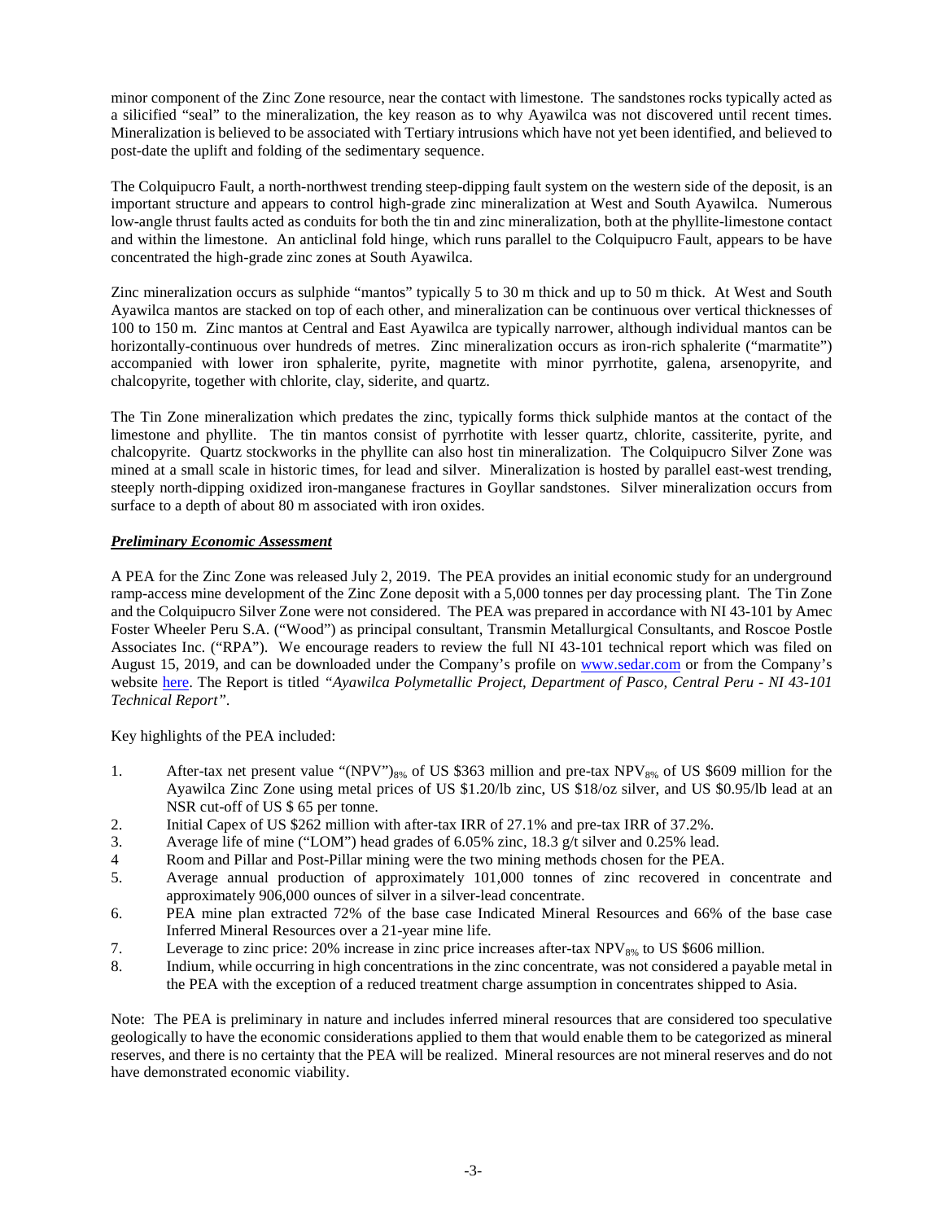minor component of the Zinc Zone resource, near the contact with limestone. The sandstones rocks typically acted as a silicified "seal" to the mineralization, the key reason as to why Ayawilca was not discovered until recent times. Mineralization is believed to be associated with Tertiary intrusions which have not yet been identified, and believed to post-date the uplift and folding of the sedimentary sequence.

The Colquipucro Fault, a north-northwest trending steep-dipping fault system on the western side of the deposit, is an important structure and appears to control high-grade zinc mineralization at West and South Ayawilca. Numerous low-angle thrust faults acted as conduits for both the tin and zinc mineralization, both at the phyllite-limestone contact and within the limestone. An anticlinal fold hinge, which runs parallel to the Colquipucro Fault, appears to be have concentrated the high-grade zinc zones at South Ayawilca.

Zinc mineralization occurs as sulphide "mantos" typically 5 to 30 m thick and up to 50 m thick. At West and South Ayawilca mantos are stacked on top of each other, and mineralization can be continuous over vertical thicknesses of 100 to 150 m. Zinc mantos at Central and East Ayawilca are typically narrower, although individual mantos can be horizontally-continuous over hundreds of metres. Zinc mineralization occurs as iron-rich sphalerite ("marmatite") accompanied with lower iron sphalerite, pyrite, magnetite with minor pyrrhotite, galena, arsenopyrite, and chalcopyrite, together with chlorite, clay, siderite, and quartz.

The Tin Zone mineralization which predates the zinc, typically forms thick sulphide mantos at the contact of the limestone and phyllite. The tin mantos consist of pyrrhotite with lesser quartz, chlorite, cassiterite, pyrite, and chalcopyrite. Quartz stockworks in the phyllite can also host tin mineralization. The Colquipucro Silver Zone was mined at a small scale in historic times, for lead and silver. Mineralization is hosted by parallel east-west trending, steeply north-dipping oxidized iron-manganese fractures in Goyllar sandstones. Silver mineralization occurs from surface to a depth of about 80 m associated with iron oxides.

***Preliminary Economic Assessment***

A PEA for the Zinc Zone was released July 2, 2019. The PEA provides an initial economic study for an underground ramp-access mine development of the Zinc Zone deposit with a 5,000 tonnes per day processing plant. The Tin Zone and the Colquipucro Silver Zone were not considered. The PEA was prepared in accordance with NI 43-101 by Amec Foster Wheeler Peru S.A. ("Wood") as principal consultant, Transmin Metallurgical Consultants, and Roscoe Postle Associates Inc. ("RPA"). We encourage readers to review the full NI 43-101 technical report which was filed on August 15, 2019, and can be downloaded under the Company's profile on www.sedar.com or from the Company's website here. The Report is titled *"Ayawilca Polymetallic Project, Department of Pasco, Central Peru - NI 43-101 Technical Report"*.

Key highlights of the PEA included:

1. After-tax net present value "(NPV")$_{8\%}$ of US \$363 million and pre-tax NPV$_{8\%}$ of US \$609 million for the Ayawilca Zinc Zone using metal prices of US \$1.20/lb zinc, US \$18/oz silver, and US \$0.95/lb lead at an NSR cut-off of US \$ 65 per tonne.
2. Initial Capex of US \$262 million with after-tax IRR of 27.1% and pre-tax IRR of 37.2%.
3. Average life of mine ("LOM") head grades of 6.05% zinc, 18.3 g/t silver and 0.25% lead.
4. Room and Pillar and Post-Pillar mining were the two mining methods chosen for the PEA.
5. Average annual production of approximately 101,000 tonnes of zinc recovered in concentrate and approximately 906,000 ounces of silver in a silver-lead concentrate.
6. PEA mine plan extracted 72% of the base case Indicated Mineral Resources and 66% of the base case Inferred Mineral Resources over a 21-year mine life.
7. Leverage to zinc price: 20% increase in zinc price increases after-tax NPV$_{8\%}$ to US \$606 million.
8. Indium, while occurring in high concentrations in the zinc concentrate, was not considered a payable metal in the PEA with the exception of a reduced treatment charge assumption in concentrates shipped to Asia.

Note: The PEA is preliminary in nature and includes inferred mineral resources that are considered too speculative geologically to have the economic considerations applied to them that would enable them to be categorized as mineral reserves, and there is no certainty that the PEA will be realized. Mineral resources are not mineral reserves and do not have demonstrated economic viability.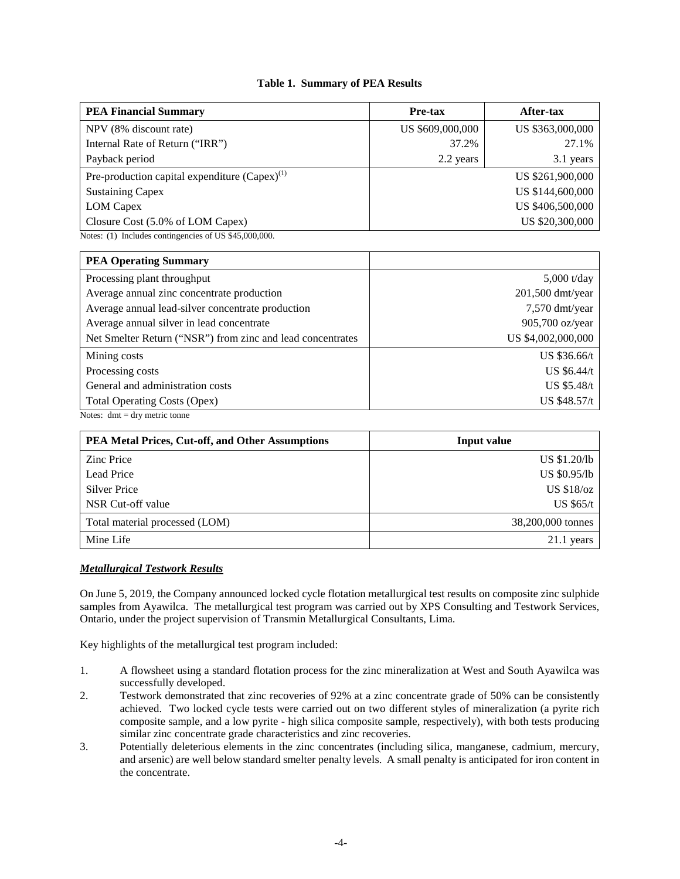**Table 1. Summary of PEA Results**

| PEA Financial Summary | Pre-tax | After-tax |
|---|---|---|
| NPV (8% discount rate) | US $609,000,000 | US $363,000,000 |
| Internal Rate of Return ("IRR") | 37.2% | 27.1% |
| Payback period | 2.2 years | 3.1 years |
| Pre-production capital expenditure (Capex)[(1)] | | US $261,900,000 |
| Sustaining Capex | | US $144,600,000 |
| LOM Capex | | US $406,500,000 |
| Closure Cost (5.0% of LOM Capex) | | US $20,300,000 |

Notes: (1) Includes contingencies of US $45,000,000.

| PEA Operating Summary | |
|---|---|
| Processing plant throughput | 5,000 t/day |
| Average annual zinc concentrate production | 201,500 dmt/year |
| Average annual lead-silver concentrate production | 7,570 dmt/year |
| Average annual silver in lead concentrate | 905,700 oz/year |
| Net Smelter Return ("NSR") from zinc and lead concentrates | US $4,002,000,000 |
| Mining costs | US $36.66/t |
| Processing costs | US $6.44/t |
| General and administration costs | US $5.48/t |
| Total Operating Costs (Opex) | US $48.57/t |

Notes: dmt = dry metric tonne

| PEA Metal Prices, Cut-off, and Other Assumptions | Input value |
|---|---|
| Zinc Price | US $1.20/lb |
| Lead Price | US $0.95/lb |
| Silver Price | US $18/oz |
| NSR Cut-off value | US $65/t |
| Total material processed (LOM) | 38,200,000 tonnes |
| Mine Life | 21.1 years |

***Metallurgical Testwork Results***

On June 5, 2019, the Company announced locked cycle flotation metallurgical test results on composite zinc sulphide samples from Ayawilca. The metallurgical test program was carried out by XPS Consulting and Testwork Services, Ontario, under the project supervision of Transmin Metallurgical Consultants, Lima.

Key highlights of the metallurgical test program included:

1. A flowsheet using a standard flotation process for the zinc mineralization at West and South Ayawilca was successfully developed.
2. Testwork demonstrated that zinc recoveries of 92% at a zinc concentrate grade of 50% can be consistently achieved. Two locked cycle tests were carried out on two different styles of mineralization (a pyrite rich composite sample, and a low pyrite - high silica composite sample, respectively), with both tests producing similar zinc concentrate grade characteristics and zinc recoveries.
3. Potentially deleterious elements in the zinc concentrates (including silica, manganese, cadmium, mercury, and arsenic) are well below standard smelter penalty levels. A small penalty is anticipated for iron content in the concentrate.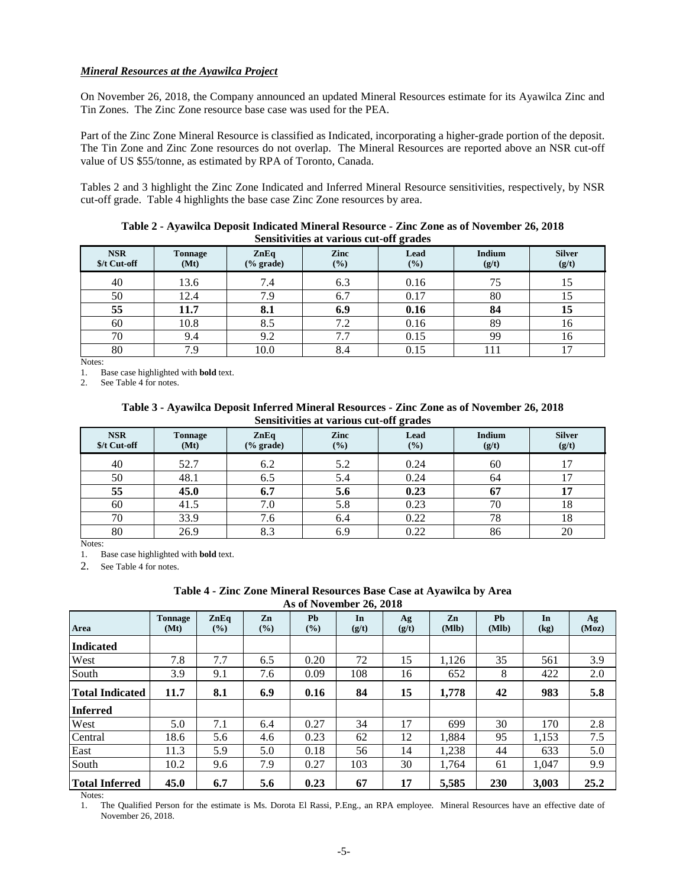***Mineral Resources at the Ayawilca Project***

On November 26, 2018, the Company announced an updated Mineral Resources estimate for its Ayawilca Zinc and Tin Zones. The Zinc Zone resource base case was used for the PEA.

Part of the Zinc Zone Mineral Resource is classified as Indicated, incorporating a higher-grade portion of the deposit. The Tin Zone and Zinc Zone resources do not overlap. The Mineral Resources are reported above an NSR cut-off value of US $55/tonne, as estimated by RPA of Toronto, Canada.

Tables 2 and 3 highlight the Zinc Zone Indicated and Inferred Mineral Resource sensitivities, respectively, by NSR cut-off grade. Table 4 highlights the base case Zinc Zone resources by area.

**Table 2 - Ayawilca Deposit Indicated Mineral Resource - Zinc Zone as of November 26, 2018**
**Sensitivities at various cut-off grades**

| NSR $/t Cut-off | Tonnage (Mt) | ZnEq (% grade) | Zinc (%) | Lead (%) | Indium (g/t) | Silver (g/t) |
|---|---|---|---|---|---|---|
| 40 | 13.6 | 7.4 | 6.3 | 0.16 | 75 | 15 |
| 50 | 12.4 | 7.9 | 6.7 | 0.17 | 80 | 15 |
| **55** | **11.7** | **8.1** | **6.9** | **0.16** | **84** | **15** |
| 60 | 10.8 | 8.5 | 7.2 | 0.16 | 89 | 16 |
| 70 | 9.4 | 9.2 | 7.7 | 0.15 | 99 | 16 |
| 80 | 7.9 | 10.0 | 8.4 | 0.15 | 111 | 17 |

Notes:
1. Base case highlighted with **bold** text.
2. See Table 4 for notes.

**Table 3 - Ayawilca Deposit Inferred Mineral Resources - Zinc Zone as of November 26, 2018**
**Sensitivities at various cut-off grades**

| NSR $/t Cut-off | Tonnage (Mt) | ZnEq (% grade) | Zinc (%) | Lead (%) | Indium (g/t) | Silver (g/t) |
|---|---|---|---|---|---|---|
| 40 | 52.7 | 6.2 | 5.2 | 0.24 | 60 | 17 |
| 50 | 48.1 | 6.5 | 5.4 | 0.24 | 64 | 17 |
| **55** | **45.0** | **6.7** | **5.6** | **0.23** | **67** | **17** |
| 60 | 41.5 | 7.0 | 5.8 | 0.23 | 70 | 18 |
| 70 | 33.9 | 7.6 | 6.4 | 0.22 | 78 | 18 |
| 80 | 26.9 | 8.3 | 6.9 | 0.22 | 86 | 20 |

Notes:
1. Base case highlighted with **bold** text.
2. See Table 4 for notes.

**Table 4 - Zinc Zone Mineral Resources Base Case at Ayawilca by Area**
**As of November 26, 2018**

| Area | Tonnage (Mt) | ZnEq (%) | Zn (%) | Pb (%) | In (g/t) | Ag (g/t) | Zn (Mlb) | Pb (Mlb) | In (kg) | Ag (Moz) |
|---|---|---|---|---|---|---|---|---|---|---|
| **Indicated** | | | | | | | | | | |
| West | 7.8 | 7.7 | 6.5 | 0.20 | 72 | 15 | 1,126 | 35 | 561 | 3.9 |
| South | 3.9 | 9.1 | 7.6 | 0.09 | 108 | 16 | 652 | 8 | 422 | 2.0 |
| **Total Indicated** | **11.7** | **8.1** | **6.9** | **0.16** | **84** | **15** | **1,778** | **42** | **983** | **5.8** |
| **Inferred** | | | | | | | | | | |
| West | 5.0 | 7.1 | 6.4 | 0.27 | 34 | 17 | 699 | 30 | 170 | 2.8 |
| Central | 18.6 | 5.6 | 4.6 | 0.23 | 62 | 12 | 1,884 | 95 | 1,153 | 7.5 |
| East | 11.3 | 5.9 | 5.0 | 0.18 | 56 | 14 | 1,238 | 44 | 633 | 5.0 |
| South | 10.2 | 9.6 | 7.9 | 0.27 | 103 | 30 | 1,764 | 61 | 1,047 | 9.9 |
| **Total Inferred** | **45.0** | **6.7** | **5.6** | **0.23** | **67** | **17** | **5,585** | **230** | **3,003** | **25.2** |

Notes:
1. The Qualified Person for the estimate is Ms. Dorota El Rassi, P.Eng., an RPA employee. Mineral Resources have an effective date of November 26, 2018.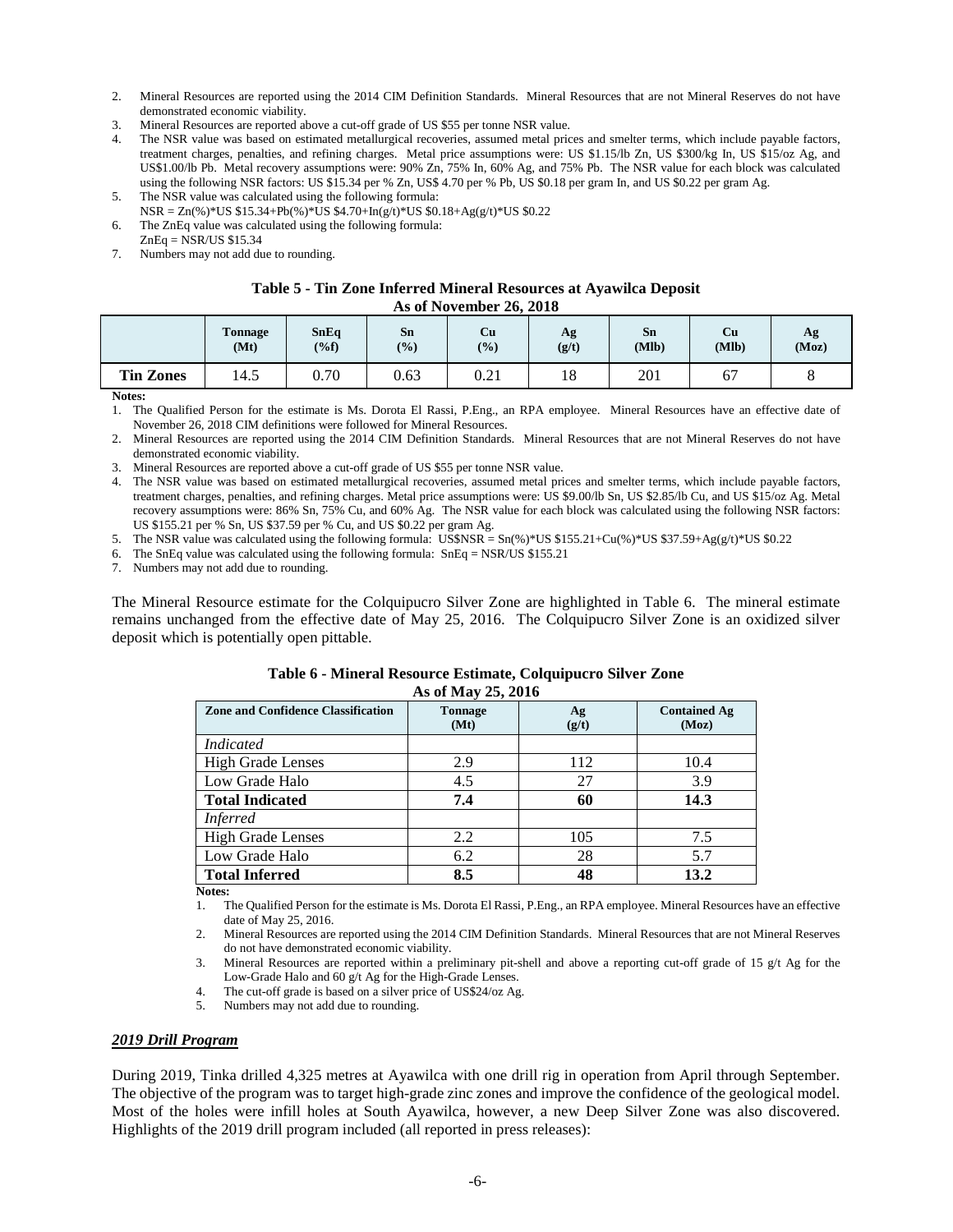2. Mineral Resources are reported using the 2014 CIM Definition Standards. Mineral Resources that are not Mineral Reserves do not have demonstrated economic viability.
3. Mineral Resources are reported above a cut-off grade of US $55 per tonne NSR value.
4. The NSR value was based on estimated metallurgical recoveries, assumed metal prices and smelter terms, which include payable factors, treatment charges, penalties, and refining charges. Metal price assumptions were: US $1.15/lb Zn, US $300/kg In, US $15/oz Ag, and US$1.00/lb Pb. Metal recovery assumptions were: 90% Zn, 75% In, 60% Ag, and 75% Pb. The NSR value for each block was calculated using the following NSR factors: US $15.34 per % Zn, US$ 4.70 per % Pb, US $0.18 per gram In, and US $0.22 per gram Ag.
5. The NSR value was calculated using the following formula:
   NSR = Zn(%)*US $15.34+Pb(%)*US $4.70+In(g/t)*US $0.18+Ag(g/t)*US $0.22
6. The ZnEq value was calculated using the following formula:
   ZnEq = NSR/US $15.34
7. Numbers may not add due to rounding.

**Table 5 - Tin Zone Inferred Mineral Resources at Ayawilca Deposit**
**As of November 26, 2018**

| | Tonnage (Mt) | SnEq (%f) | Sn (%) | Cu (%) | Ag (g/t) | Sn (Mlb) | Cu (Mlb) | Ag (Moz) |
|---|---|---|---|---|---|---|---|---|
| **Tin Zones** | 14.5 | 0.70 | 0.63 | 0.21 | 18 | 201 | 67 | 8 |

**Notes:**

1. The Qualified Person for the estimate is Ms. Dorota El Rassi, P.Eng., an RPA employee. Mineral Resources have an effective date of November 26, 2018 CIM definitions were followed for Mineral Resources.
2. Mineral Resources are reported using the 2014 CIM Definition Standards. Mineral Resources that are not Mineral Reserves do not have demonstrated economic viability.
3. Mineral Resources are reported above a cut-off grade of US $55 per tonne NSR value.
4. The NSR value was based on estimated metallurgical recoveries, assumed metal prices and smelter terms, which include payable factors, treatment charges, penalties, and refining charges. Metal price assumptions were: US $9.00/lb Sn, US $2.85/lb Cu, and US $15/oz Ag. Metal recovery assumptions were: 86% Sn, 75% Cu, and 60% Ag. The NSR value for each block was calculated using the following NSR factors: US $155.21 per % Sn, US $37.59 per % Cu, and US $0.22 per gram Ag.
5. The NSR value was calculated using the following formula: US$NSR = Sn(%)*US $155.21+Cu(%)*US $37.59+Ag(g/t)*US $0.22
6. The SnEq value was calculated using the following formula: SnEq = NSR/US $155.21
7. Numbers may not add due to rounding.

The Mineral Resource estimate for the Colquipucro Silver Zone are highlighted in Table 6. The mineral estimate remains unchanged from the effective date of May 25, 2016. The Colquipucro Silver Zone is an oxidized silver deposit which is potentially open pittable.

**Table 6 - Mineral Resource Estimate, Colquipucro Silver Zone**
**As of May 25, 2016**

| Zone and Confidence Classification | Tonnage (Mt) | Ag (g/t) | Contained Ag (Moz) |
|---|---|---|---|
| *Indicated* | | | |
| High Grade Lenses | 2.9 | 112 | 10.4 |
| Low Grade Halo | 4.5 | 27 | 3.9 |
| **Total Indicated** | **7.4** | **60** | **14.3** |
| *Inferred* | | | |
| High Grade Lenses | 2.2 | 105 | 7.5 |
| Low Grade Halo | 6.2 | 28 | 5.7 |
| **Total Inferred** | **8.5** | **48** | **13.2** |

**Notes:**

1. The Qualified Person for the estimate is Ms. Dorota El Rassi, P.Eng., an RPA employee. Mineral Resources have an effective date of May 25, 2016.
2. Mineral Resources are reported using the 2014 CIM Definition Standards. Mineral Resources that are not Mineral Reserves do not have demonstrated economic viability.
3. Mineral Resources are reported within a preliminary pit-shell and above a reporting cut-off grade of 15 g/t Ag for the Low-Grade Halo and 60 g/t Ag for the High-Grade Lenses.
4. The cut-off grade is based on a silver price of US$24/oz Ag.
5. Numbers may not add due to rounding.

***2019 Drill Program***

During 2019, Tinka drilled 4,325 metres at Ayawilca with one drill rig in operation from April through September. The objective of the program was to target high-grade zinc zones and improve the confidence of the geological model. Most of the holes were infill holes at South Ayawilca, however, a new Deep Silver Zone was also discovered. Highlights of the 2019 drill program included (all reported in press releases):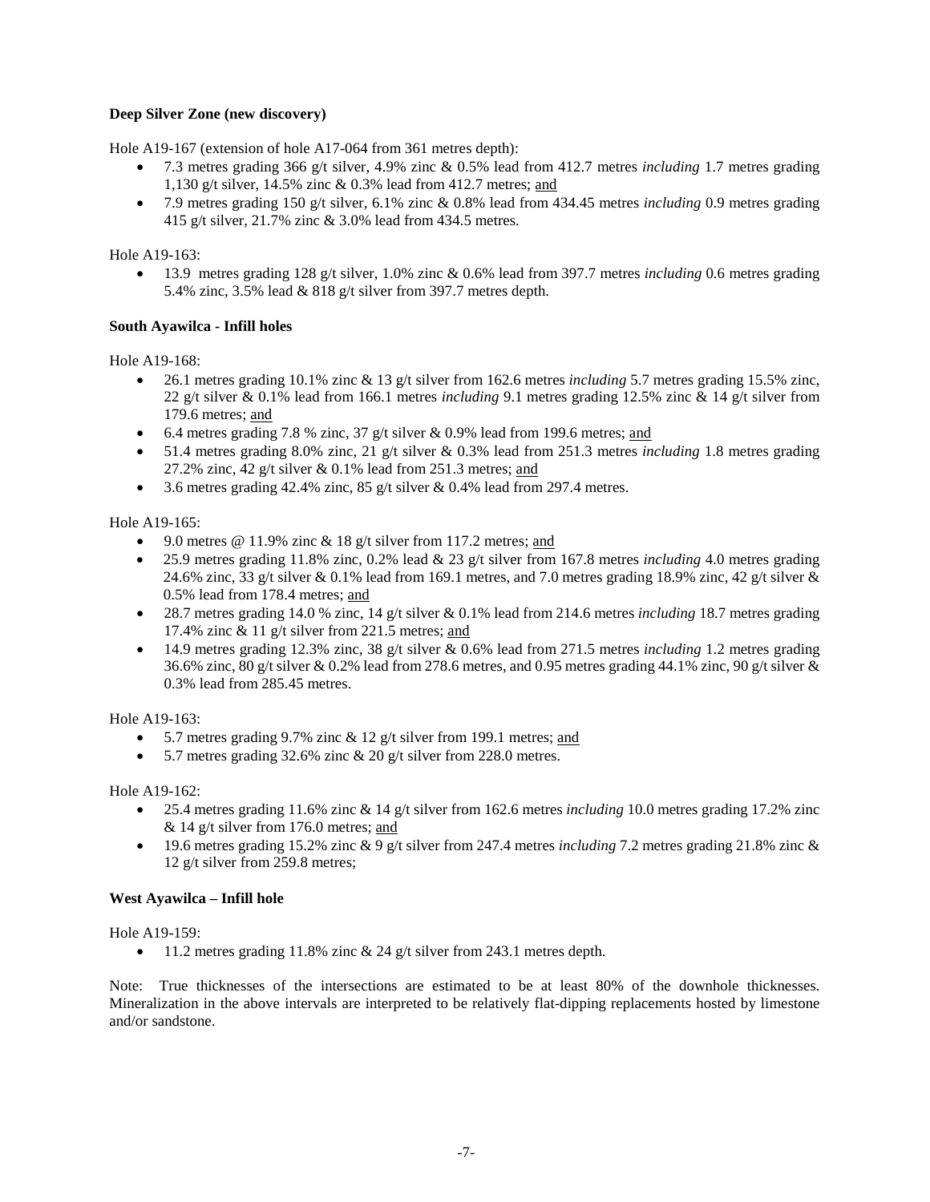**Deep Silver Zone (new discovery)**

Hole A19-167 (extension of hole A17-064 from 361 metres depth):

- 7.3 metres grading 366 g/t silver, 4.9% zinc & 0.5% lead from 412.7 metres *including* 1.7 metres grading 1,130 g/t silver, 14.5% zinc & 0.3% lead from 412.7 metres; <u>and</u>
- 7.9 metres grading 150 g/t silver, 6.1% zinc & 0.8% lead from 434.45 metres *including* 0.9 metres grading 415 g/t silver, 21.7% zinc & 3.0% lead from 434.5 metres.

Hole A19-163:

- 13.9 metres grading 128 g/t silver, 1.0% zinc & 0.6% lead from 397.7 metres *including* 0.6 metres grading 5.4% zinc, 3.5% lead & 818 g/t silver from 397.7 metres depth.

**South Ayawilca - Infill holes**

Hole A19-168:

- 26.1 metres grading 10.1% zinc & 13 g/t silver from 162.6 metres *including* 5.7 metres grading 15.5% zinc, 22 g/t silver & 0.1% lead from 166.1 metres *including* 9.1 metres grading 12.5% zinc & 14 g/t silver from 179.6 metres; <u>and</u>
- 6.4 metres grading 7.8 % zinc, 37 g/t silver & 0.9% lead from 199.6 metres; <u>and</u>
- 51.4 metres grading 8.0% zinc, 21 g/t silver & 0.3% lead from 251.3 metres *including* 1.8 metres grading 27.2% zinc, 42 g/t silver & 0.1% lead from 251.3 metres; <u>and</u>
- 3.6 metres grading 42.4% zinc, 85 g/t silver & 0.4% lead from 297.4 metres.

Hole A19-165:

- 9.0 metres @ 11.9% zinc & 18 g/t silver from 117.2 metres; <u>and</u>
- 25.9 metres grading 11.8% zinc, 0.2% lead & 23 g/t silver from 167.8 metres *including* 4.0 metres grading 24.6% zinc, 33 g/t silver & 0.1% lead from 169.1 metres, and 7.0 metres grading 18.9% zinc, 42 g/t silver & 0.5% lead from 178.4 metres; <u>and</u>
- 28.7 metres grading 14.0 % zinc, 14 g/t silver & 0.1% lead from 214.6 metres *including* 18.7 metres grading 17.4% zinc & 11 g/t silver from 221.5 metres; <u>and</u>
- 14.9 metres grading 12.3% zinc, 38 g/t silver & 0.6% lead from 271.5 metres *including* 1.2 metres grading 36.6% zinc, 80 g/t silver & 0.2% lead from 278.6 metres, and 0.95 metres grading 44.1% zinc, 90 g/t silver & 0.3% lead from 285.45 metres.

Hole A19-163:

- 5.7 metres grading 9.7% zinc & 12 g/t silver from 199.1 metres; <u>and</u>
- 5.7 metres grading 32.6% zinc & 20 g/t silver from 228.0 metres.

Hole A19-162:

- 25.4 metres grading 11.6% zinc & 14 g/t silver from 162.6 metres *including* 10.0 metres grading 17.2% zinc & 14 g/t silver from 176.0 metres; <u>and</u>
- 19.6 metres grading 15.2% zinc & 9 g/t silver from 247.4 metres *including* 7.2 metres grading 21.8% zinc & 12 g/t silver from 259.8 metres;

**West Ayawilca – Infill hole**

Hole A19-159:

- 11.2 metres grading 11.8% zinc & 24 g/t silver from 243.1 metres depth.

Note: True thicknesses of the intersections are estimated to be at least 80% of the downhole thicknesses. Mineralization in the above intervals are interpreted to be relatively flat-dipping replacements hosted by limestone and/or sandstone.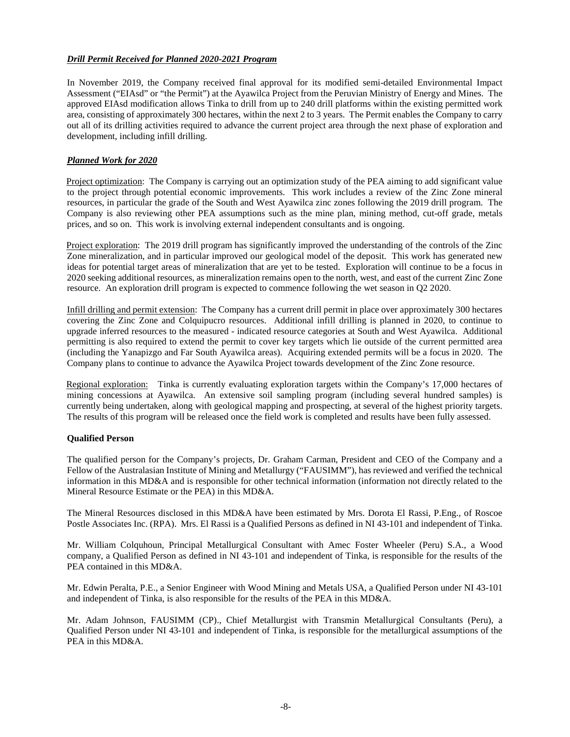### ***Drill Permit Received for Planned 2020-2021 Program***

In November 2019, the Company received final approval for its modified semi-detailed Environmental Impact Assessment ("EIAsd" or "the Permit") at the Ayawilca Project from the Peruvian Ministry of Energy and Mines. The approved EIAsd modification allows Tinka to drill from up to 240 drill platforms within the existing permitted work area, consisting of approximately 300 hectares, within the next 2 to 3 years. The Permit enables the Company to carry out all of its drilling activities required to advance the current project area through the next phase of exploration and development, including infill drilling.

### ***Planned Work for 2020***

Project optimization: The Company is carrying out an optimization study of the PEA aiming to add significant value to the project through potential economic improvements. This work includes a review of the Zinc Zone mineral resources, in particular the grade of the South and West Ayawilca zinc zones following the 2019 drill program. The Company is also reviewing other PEA assumptions such as the mine plan, mining method, cut-off grade, metals prices, and so on. This work is involving external independent consultants and is ongoing.

Project exploration: The 2019 drill program has significantly improved the understanding of the controls of the Zinc Zone mineralization, and in particular improved our geological model of the deposit. This work has generated new ideas for potential target areas of mineralization that are yet to be tested. Exploration will continue to be a focus in 2020 seeking additional resources, as mineralization remains open to the north, west, and east of the current Zinc Zone resource. An exploration drill program is expected to commence following the wet season in Q2 2020.

Infill drilling and permit extension: The Company has a current drill permit in place over approximately 300 hectares covering the Zinc Zone and Colquipucro resources. Additional infill drilling is planned in 2020, to continue to upgrade inferred resources to the measured - indicated resource categories at South and West Ayawilca. Additional permitting is also required to extend the permit to cover key targets which lie outside of the current permitted area (including the Yanapizgo and Far South Ayawilca areas). Acquiring extended permits will be a focus in 2020. The Company plans to continue to advance the Ayawilca Project towards development of the Zinc Zone resource.

Regional exploration: Tinka is currently evaluating exploration targets within the Company's 17,000 hectares of mining concessions at Ayawilca. An extensive soil sampling program (including several hundred samples) is currently being undertaken, along with geological mapping and prospecting, at several of the highest priority targets. The results of this program will be released once the field work is completed and results have been fully assessed.

### **Qualified Person**

The qualified person for the Company's projects, Dr. Graham Carman, President and CEO of the Company and a Fellow of the Australasian Institute of Mining and Metallurgy ("FAUSIMM"), has reviewed and verified the technical information in this MD&A and is responsible for other technical information (information not directly related to the Mineral Resource Estimate or the PEA) in this MD&A.

The Mineral Resources disclosed in this MD&A have been estimated by Mrs. Dorota El Rassi, P.Eng., of Roscoe Postle Associates Inc. (RPA). Mrs. El Rassi is a Qualified Persons as defined in NI 43-101 and independent of Tinka.

Mr. William Colquhoun, Principal Metallurgical Consultant with Amec Foster Wheeler (Peru) S.A., a Wood company, a Qualified Person as defined in NI 43-101 and independent of Tinka, is responsible for the results of the PEA contained in this MD&A.

Mr. Edwin Peralta, P.E., a Senior Engineer with Wood Mining and Metals USA, a Qualified Person under NI 43-101 and independent of Tinka, is also responsible for the results of the PEA in this MD&A.

Mr. Adam Johnson, FAUSIMM (CP)., Chief Metallurgist with Transmin Metallurgical Consultants (Peru), a Qualified Person under NI 43-101 and independent of Tinka, is responsible for the metallurgical assumptions of the PEA in this MD&A.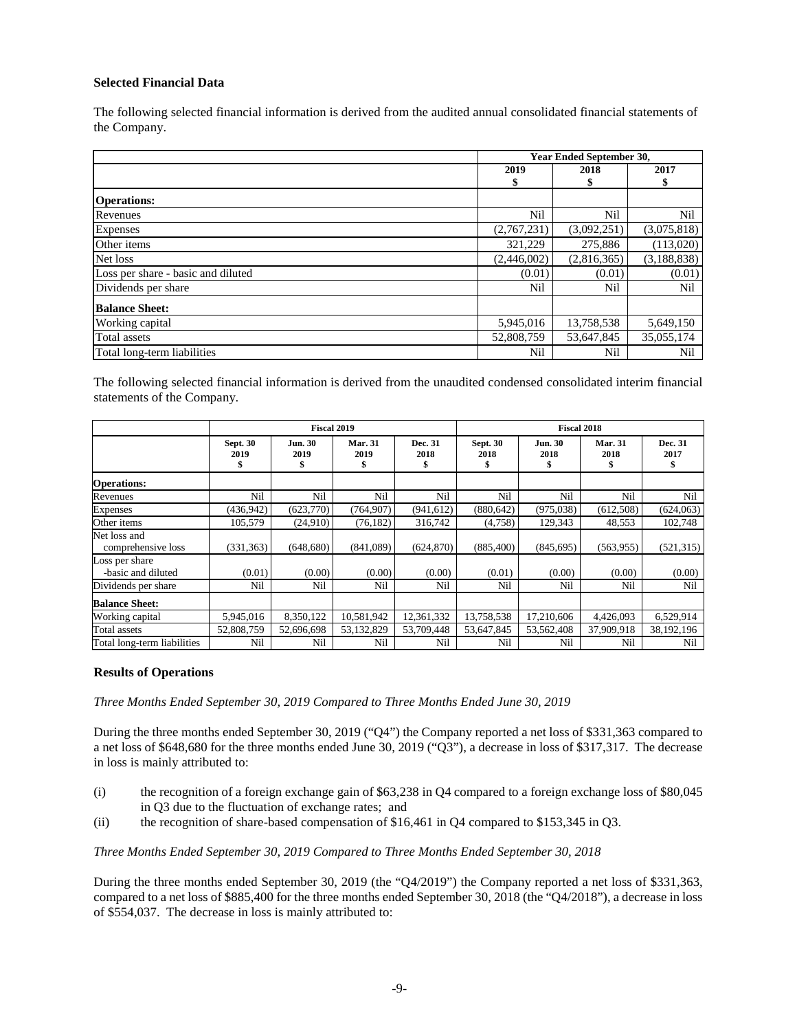### Selected Financial Data

The following selected financial information is derived from the audited annual consolidated financial statements of the Company.

| | Year Ended September 30, | | |
|---|---|---|---|
| | 2019<br>$ | 2018<br>$ | 2017<br>$ |
| **Operations:** | | | |
| Revenues | Nil | Nil | Nil |
| Expenses | (2,767,231) | (3,092,251) | (3,075,818) |
| Other items | 321,229 | 275,886 | (113,020) |
| Net loss | (2,446,002) | (2,816,365) | (3,188,838) |
| Loss per share - basic and diluted | (0.01) | (0.01) | (0.01) |
| Dividends per share | Nil | Nil | Nil |
| **Balance Sheet:** | | | |
| Working capital | 5,945,016 | 13,758,538 | 5,649,150 |
| Total assets | 52,808,759 | 53,647,845 | 35,055,174 |
| Total long-term liabilities | Nil | Nil | Nil |

The following selected financial information is derived from the unaudited condensed consolidated interim financial statements of the Company.

| | Fiscal 2019 | | | | Fiscal 2018 | | | |
|---|---|---|---|---|---|---|---|---|
| | Sept. 30<br>2019<br>$ | Jun. 30<br>2019<br>$ | Mar. 31<br>2019<br>$ | Dec. 31<br>2018<br>$ | Sept. 30<br>2018<br>$ | Jun. 30<br>2018<br>$ | Mar. 31<br>2018<br>$ | Dec. 31<br>2017<br>$ |
| **Operations:** | | | | | | | | |
| Revenues | Nil | Nil | Nil | Nil | Nil | Nil | Nil | Nil |
| Expenses | (436,942) | (623,770) | (764,907) | (941,612) | (880,642) | (975,038) | (612,508) | (624,063) |
| Other items | 105,579 | (24,910) | (76,182) | 316,742 | (4,758) | 129,343 | 48,553 | 102,748 |
| Net loss and comprehensive loss | (331,363) | (648,680) | (841,089) | (624,870) | (885,400) | (845,695) | (563,955) | (521,315) |
| Loss per share -basic and diluted | (0.01) | (0.00) | (0.00) | (0.00) | (0.01) | (0.00) | (0.00) | (0.00) |
| Dividends per share | Nil | Nil | Nil | Nil | Nil | Nil | Nil | Nil |
| **Balance Sheet:** | | | | | | | | |
| Working capital | 5,945,016 | 8,350,122 | 10,581,942 | 12,361,332 | 13,758,538 | 17,210,606 | 4,426,093 | 6,529,914 |
| Total assets | 52,808,759 | 52,696,698 | 53,132,829 | 53,709,448 | 53,647,845 | 53,562,408 | 37,909,918 | 38,192,196 |
| Total long-term liabilities | Nil | Nil | Nil | Nil | Nil | Nil | Nil | Nil |

### Results of Operations

*Three Months Ended September 30, 2019 Compared to Three Months Ended June 30, 2019*

During the three months ended September 30, 2019 ("Q4") the Company reported a net loss of $331,363 compared to a net loss of $648,680 for the three months ended June 30, 2019 ("Q3"), a decrease in loss of $317,317. The decrease in loss is mainly attributed to:

(i) the recognition of a foreign exchange gain of $63,238 in Q4 compared to a foreign exchange loss of $80,045 in Q3 due to the fluctuation of exchange rates; and

(ii) the recognition of share-based compensation of $16,461 in Q4 compared to $153,345 in Q3.

*Three Months Ended September 30, 2019 Compared to Three Months Ended September 30, 2018*

During the three months ended September 30, 2019 (the "Q4/2019") the Company reported a net loss of $331,363, compared to a net loss of $885,400 for the three months ended September 30, 2018 (the "Q4/2018"), a decrease in loss of $554,037. The decrease in loss is mainly attributed to: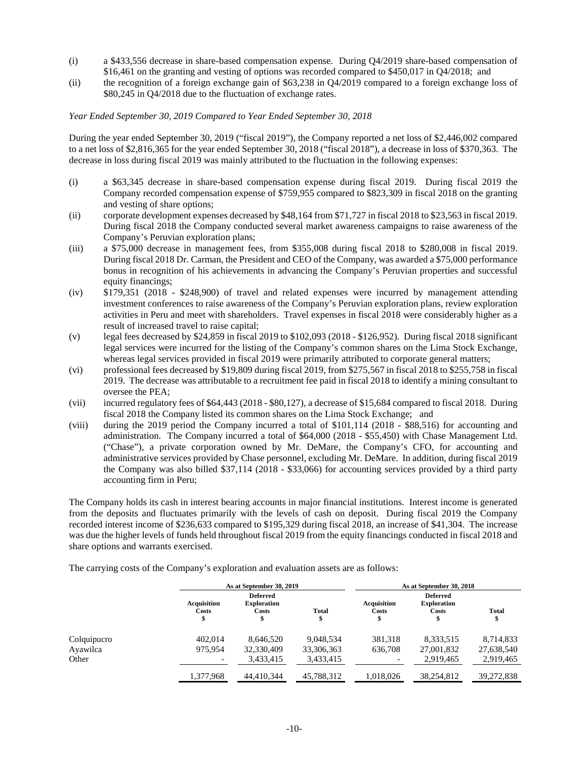(i) a $433,556 decrease in share-based compensation expense. During Q4/2019 share-based compensation of $16,461 on the granting and vesting of options was recorded compared to $450,017 in Q4/2018; and

(ii) the recognition of a foreign exchange gain of $63,238 in Q4/2019 compared to a foreign exchange loss of $80,245 in Q4/2018 due to the fluctuation of exchange rates.

*Year Ended September 30, 2019 Compared to Year Ended September 30, 2018*

During the year ended September 30, 2019 ("fiscal 2019"), the Company reported a net loss of $2,446,002 compared to a net loss of $2,816,365 for the year ended September 30, 2018 ("fiscal 2018"), a decrease in loss of $370,363. The decrease in loss during fiscal 2019 was mainly attributed to the fluctuation in the following expenses:

(i) a $63,345 decrease in share-based compensation expense during fiscal 2019. During fiscal 2019 the Company recorded compensation expense of $759,955 compared to $823,309 in fiscal 2018 on the granting and vesting of share options;

(ii) corporate development expenses decreased by $48,164 from $71,727 in fiscal 2018 to $23,563 in fiscal 2019. During fiscal 2018 the Company conducted several market awareness campaigns to raise awareness of the Company's Peruvian exploration plans;

(iii) a $75,000 decrease in management fees, from $355,008 during fiscal 2018 to $280,008 in fiscal 2019. During fiscal 2018 Dr. Carman, the President and CEO of the Company, was awarded a $75,000 performance bonus in recognition of his achievements in advancing the Company's Peruvian properties and successful equity financings;

(iv) $179,351 (2018 - $248,900) of travel and related expenses were incurred by management attending investment conferences to raise awareness of the Company's Peruvian exploration plans, review exploration activities in Peru and meet with shareholders. Travel expenses in fiscal 2018 were considerably higher as a result of increased travel to raise capital;

(v) legal fees decreased by $24,859 in fiscal 2019 to $102,093 (2018 - $126,952). During fiscal 2018 significant legal services were incurred for the listing of the Company's common shares on the Lima Stock Exchange, whereas legal services provided in fiscal 2019 were primarily attributed to corporate general matters;

(vi) professional fees decreased by $19,809 during fiscal 2019, from $275,567 in fiscal 2018 to $255,758 in fiscal 2019. The decrease was attributable to a recruitment fee paid in fiscal 2018 to identify a mining consultant to oversee the PEA;

(vii) incurred regulatory fees of $64,443 (2018 - $80,127), a decrease of $15,684 compared to fiscal 2018. During fiscal 2018 the Company listed its common shares on the Lima Stock Exchange; and

(viii) during the 2019 period the Company incurred a total of $101,114 (2018 - $88,516) for accounting and administration. The Company incurred a total of $64,000 (2018 - $55,450) with Chase Management Ltd. ("Chase"), a private corporation owned by Mr. DeMare, the Company's CFO, for accounting and administrative services provided by Chase personnel, excluding Mr. DeMare. In addition, during fiscal 2019 the Company was also billed $37,114 (2018 - $33,066) for accounting services provided by a third party accounting firm in Peru;

The Company holds its cash in interest bearing accounts in major financial institutions. Interest income is generated from the deposits and fluctuates primarily with the levels of cash on deposit. During fiscal 2019 the Company recorded interest income of $236,633 compared to $195,329 during fiscal 2018, an increase of $41,304. The increase was due the higher levels of funds held throughout fiscal 2019 from the equity financings conducted in fiscal 2018 and share options and warrants exercised.

The carrying costs of the Company's exploration and evaluation assets are as follows:

| | As at September 30, 2019 | | | As at September 30, 2018 | | |
|---|---|---|---|---|---|---|
| | Acquisition Costs $ | Deferred Exploration Costs $ | Total $ | Acquisition Costs $ | Deferred Exploration Costs $ | Total $ |
| Colquipucro | 402,014 | 8,646,520 | 9,048,534 | 381,318 | 8,333,515 | 8,714,833 |
| Ayawilca | 975,954 | 32,330,409 | 33,306,363 | 636,708 | 27,001,832 | 27,638,540 |
| Other | - | 3,433,415 | 3,433,415 | - | 2,919,465 | 2,919,465 |
| | 1,377,968 | 44,410,344 | 45,788,312 | 1,018,026 | 38,254,812 | 39,272,838 |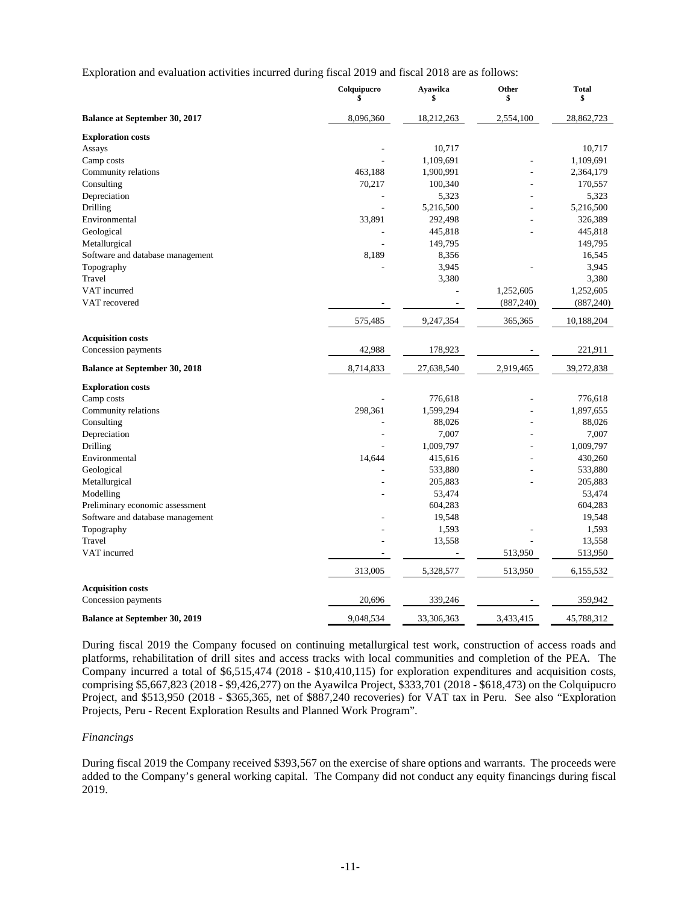Exploration and evaluation activities incurred during fiscal 2019 and fiscal 2018 are as follows:

| | Colquipucro<br>$ | Ayawilca<br>$ | Other<br>$ | Total<br>$ |
|---|---|---|---|---|
| **Balance at September 30, 2017** | 8,096,360 | 18,212,263 | 2,554,100 | 28,862,723 |
| **Exploration costs** | | | | |
| Assays | - | 10,717 | | 10,717 |
| Camp costs | - | 1,109,691 | - | 1,109,691 |
| Community relations | 463,188 | 1,900,991 | - | 2,364,179 |
| Consulting | 70,217 | 100,340 | - | 170,557 |
| Depreciation | - | 5,323 | - | 5,323 |
| Drilling | - | 5,216,500 | - | 5,216,500 |
| Environmental | 33,891 | 292,498 | - | 326,389 |
| Geological | - | 445,818 | - | 445,818 |
| Metallurgical | - | 149,795 | | 149,795 |
| Software and database management | 8,189 | 8,356 | | 16,545 |
| Topography | - | 3,945 | - | 3,945 |
| Travel | | 3,380 | | 3,380 |
| VAT incurred | | - | 1,252,605 | 1,252,605 |
| VAT recovered | - | - | (887,240) | (887,240) |
| | 575,485 | 9,247,354 | 365,365 | 10,188,204 |
| **Acquisition costs** | | | | |
| Concession payments | 42,988 | 178,923 | - | 221,911 |
| **Balance at September 30, 2018** | 8,714,833 | 27,638,540 | 2,919,465 | 39,272,838 |
| **Exploration costs** | | | | |
| Camp costs | - | 776,618 | - | 776,618 |
| Community relations | 298,361 | 1,599,294 | - | 1,897,655 |
| Consulting | - | 88,026 | - | 88,026 |
| Depreciation | - | 7,007 | - | 7,007 |
| Drilling | - | 1,009,797 | - | 1,009,797 |
| Environmental | 14,644 | 415,616 | - | 430,260 |
| Geological | - | 533,880 | - | 533,880 |
| Metallurgical | - | 205,883 | - | 205,883 |
| Modelling | - | 53,474 | | 53,474 |
| Preliminary economic assessment | | 604,283 | | 604,283 |
| Software and database management | - | 19,548 | | 19,548 |
| Topography | - | 1,593 | - | 1,593 |
| Travel | - | 13,558 | - | 13,558 |
| VAT incurred | - | - | 513,950 | 513,950 |
| | 313,005 | 5,328,577 | 513,950 | 6,155,532 |
| **Acquisition costs** | | | | |
| Concession payments | 20,696 | 339,246 | - | 359,942 |
| **Balance at September 30, 2019** | 9,048,534 | 33,306,363 | 3,433,415 | 45,788,312 |

During fiscal 2019 the Company focused on continuing metallurgical test work, construction of access roads and platforms, rehabilitation of drill sites and access tracks with local communities and completion of the PEA. The Company incurred a total of $6,515,474 (2018 - $10,410,115) for exploration expenditures and acquisition costs, comprising $5,667,823 (2018 - $9,426,277) on the Ayawilca Project, $333,701 (2018 - $618,473) on the Colquipucro Project, and $513,950 (2018 - $365,365, net of $887,240 recoveries) for VAT tax in Peru. See also "Exploration Projects, Peru - Recent Exploration Results and Planned Work Program".

*Financings*

During fiscal 2019 the Company received $393,567 on the exercise of share options and warrants. The proceeds were added to the Company's general working capital. The Company did not conduct any equity financings during fiscal 2019.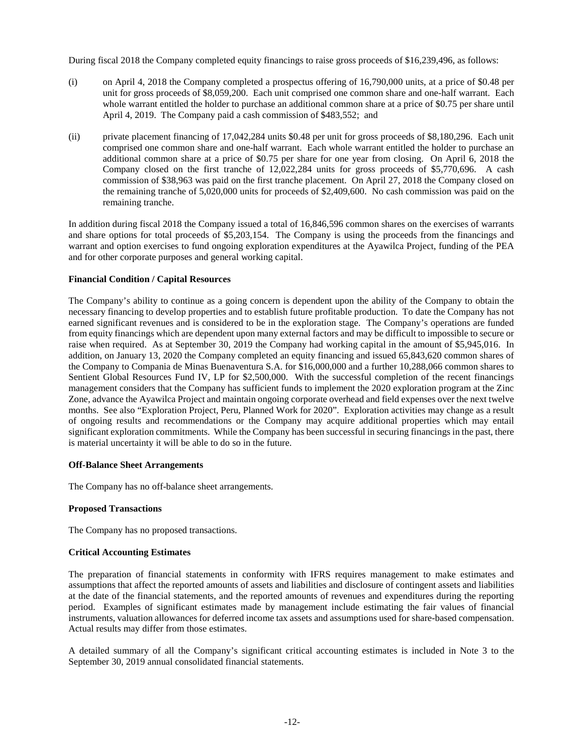During fiscal 2018 the Company completed equity financings to raise gross proceeds of $16,239,496, as follows:

(i) on April 4, 2018 the Company completed a prospectus offering of 16,790,000 units, at a price of $0.48 per unit for gross proceeds of $8,059,200. Each unit comprised one common share and one-half warrant. Each whole warrant entitled the holder to purchase an additional common share at a price of $0.75 per share until April 4, 2019. The Company paid a cash commission of $483,552; and

(ii) private placement financing of 17,042,284 units $0.48 per unit for gross proceeds of $8,180,296. Each unit comprised one common share and one-half warrant. Each whole warrant entitled the holder to purchase an additional common share at a price of $0.75 per share for one year from closing. On April 6, 2018 the Company closed on the first tranche of 12,022,284 units for gross proceeds of $5,770,696. A cash commission of $38,963 was paid on the first tranche placement. On April 27, 2018 the Company closed on the remaining tranche of 5,020,000 units for proceeds of $2,409,600. No cash commission was paid on the remaining tranche.

In addition during fiscal 2018 the Company issued a total of 16,846,596 common shares on the exercises of warrants and share options for total proceeds of $5,203,154. The Company is using the proceeds from the financings and warrant and option exercises to fund ongoing exploration expenditures at the Ayawilca Project, funding of the PEA and for other corporate purposes and general working capital.

**Financial Condition / Capital Resources**

The Company's ability to continue as a going concern is dependent upon the ability of the Company to obtain the necessary financing to develop properties and to establish future profitable production. To date the Company has not earned significant revenues and is considered to be in the exploration stage. The Company's operations are funded from equity financings which are dependent upon many external factors and may be difficult to impossible to secure or raise when required. As at September 30, 2019 the Company had working capital in the amount of $5,945,016. In addition, on January 13, 2020 the Company completed an equity financing and issued 65,843,620 common shares of the Company to Compania de Minas Buenaventura S.A. for $16,000,000 and a further 10,288,066 common shares to Sentient Global Resources Fund IV, LP for $2,500,000. With the successful completion of the recent financings management considers that the Company has sufficient funds to implement the 2020 exploration program at the Zinc Zone, advance the Ayawilca Project and maintain ongoing corporate overhead and field expenses over the next twelve months. See also "Exploration Project, Peru, Planned Work for 2020". Exploration activities may change as a result of ongoing results and recommendations or the Company may acquire additional properties which may entail significant exploration commitments. While the Company has been successful in securing financings in the past, there is material uncertainty it will be able to do so in the future.

**Off-Balance Sheet Arrangements**

The Company has no off-balance sheet arrangements.

**Proposed Transactions**

The Company has no proposed transactions.

**Critical Accounting Estimates**

The preparation of financial statements in conformity with IFRS requires management to make estimates and assumptions that affect the reported amounts of assets and liabilities and disclosure of contingent assets and liabilities at the date of the financial statements, and the reported amounts of revenues and expenditures during the reporting period. Examples of significant estimates made by management include estimating the fair values of financial instruments, valuation allowances for deferred income tax assets and assumptions used for share-based compensation. Actual results may differ from those estimates.

A detailed summary of all the Company's significant critical accounting estimates is included in Note 3 to the September 30, 2019 annual consolidated financial statements.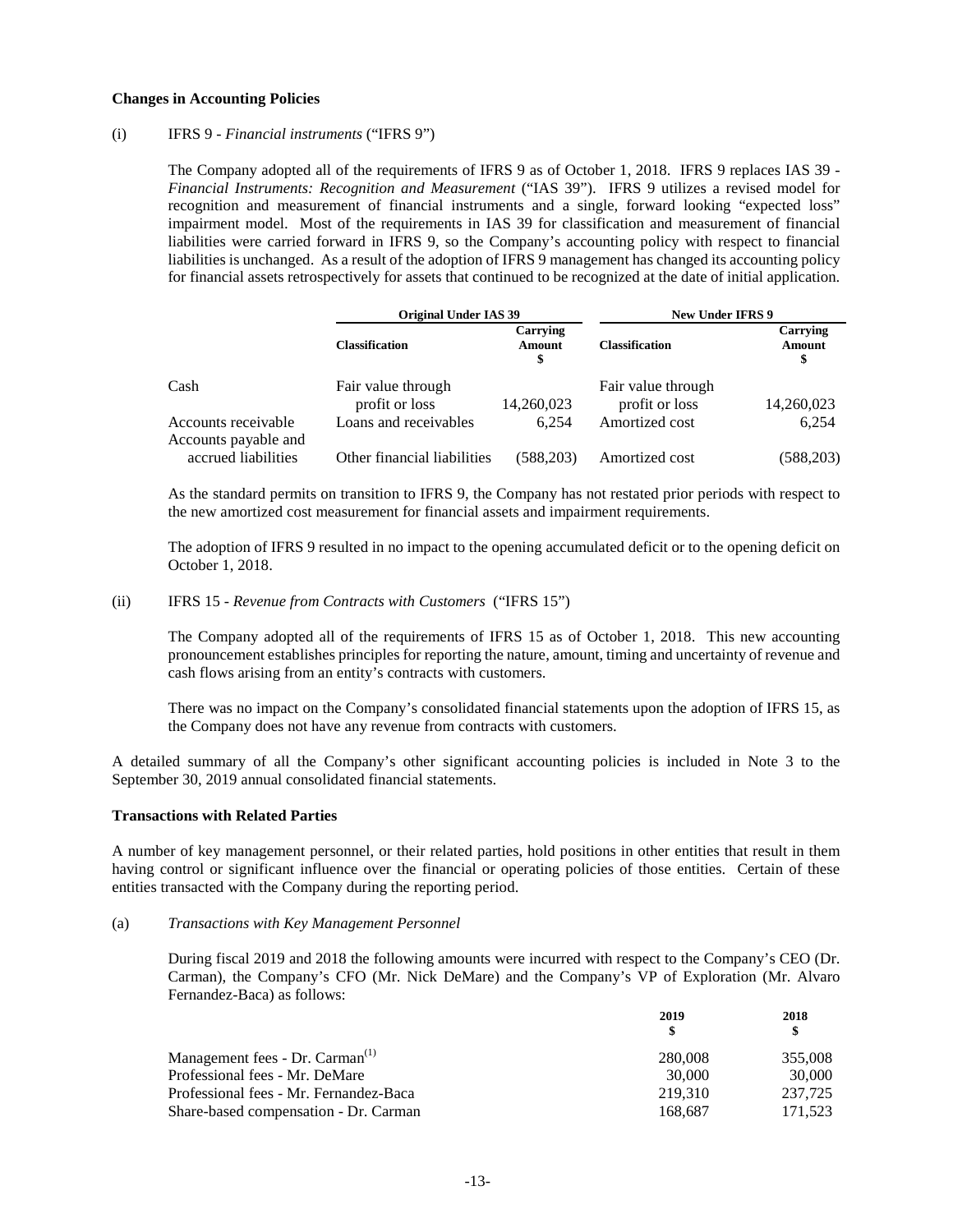**Changes in Accounting Policies**

(i) IFRS 9 - *Financial instruments* ("IFRS 9")

The Company adopted all of the requirements of IFRS 9 as of October 1, 2018. IFRS 9 replaces IAS 39 - *Financial Instruments: Recognition and Measurement* ("IAS 39"). IFRS 9 utilizes a revised model for recognition and measurement of financial instruments and a single, forward looking "expected loss" impairment model. Most of the requirements in IAS 39 for classification and measurement of financial liabilities were carried forward in IFRS 9, so the Company's accounting policy with respect to financial liabilities is unchanged. As a result of the adoption of IFRS 9 management has changed its accounting policy for financial assets retrospectively for assets that continued to be recognized at the date of initial application.

| | Original Under IAS 39 | | New Under IFRS 9 | |
|---|---|---|---|---|
| | **Classification** | **Carrying Amount $** | **Classification** | **Carrying Amount $** |
| Cash | Fair value through profit or loss | 14,260,023 | Fair value through profit or loss | 14,260,023 |
| Accounts receivable | Loans and receivables | 6,254 | Amortized cost | 6,254 |
| Accounts payable and accrued liabilities | Other financial liabilities | (588,203) | Amortized cost | (588,203) |

As the standard permits on transition to IFRS 9, the Company has not restated prior periods with respect to the new amortized cost measurement for financial assets and impairment requirements.

The adoption of IFRS 9 resulted in no impact to the opening accumulated deficit or to the opening deficit on October 1, 2018.

(ii) IFRS 15 - *Revenue from Contracts with Customers* ("IFRS 15")

The Company adopted all of the requirements of IFRS 15 as of October 1, 2018. This new accounting pronouncement establishes principles for reporting the nature, amount, timing and uncertainty of revenue and cash flows arising from an entity's contracts with customers.

There was no impact on the Company's consolidated financial statements upon the adoption of IFRS 15, as the Company does not have any revenue from contracts with customers.

A detailed summary of all the Company's other significant accounting policies is included in Note 3 to the September 30, 2019 annual consolidated financial statements.

**Transactions with Related Parties**

A number of key management personnel, or their related parties, hold positions in other entities that result in them having control or significant influence over the financial or operating policies of those entities. Certain of these entities transacted with the Company during the reporting period.

(a) *Transactions with Key Management Personnel*

During fiscal 2019 and 2018 the following amounts were incurred with respect to the Company's CEO (Dr. Carman), the Company's CFO (Mr. Nick DeMare) and the Company's VP of Exploration (Mr. Alvaro Fernandez-Baca) as follows:

| | 2019 $ | 2018 $ |
|---|---|---|
| Management fees - Dr. Carman[(1)] | 280,008 | 355,008 |
| Professional fees - Mr. DeMare | 30,000 | 30,000 |
| Professional fees - Mr. Fernandez-Baca | 219,310 | 237,725 |
| Share-based compensation - Dr. Carman | 168,687 | 171,523 |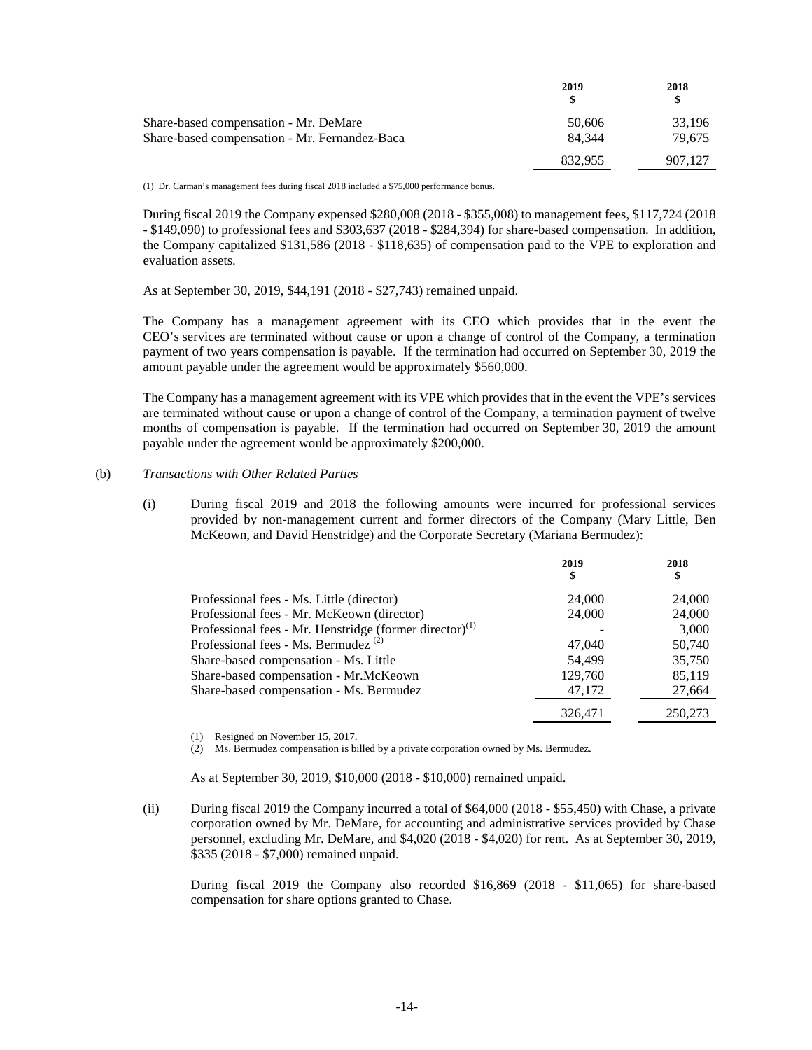| | 2019<br>$ | 2018<br>$ |
|---|---|---|
| Share-based compensation - Mr. DeMare | 50,606 | 33,196 |
| Share-based compensation - Mr. Fernandez-Baca | 84,344 | 79,675 |
| | 832,955 | 907,127 |

(1) Dr. Carman's management fees during fiscal 2018 included a $75,000 performance bonus.

During fiscal 2019 the Company expensed $280,008 (2018 - $355,008) to management fees, $117,724 (2018 - $149,090) to professional fees and $303,637 (2018 - $284,394) for share-based compensation. In addition, the Company capitalized $131,586 (2018 - $118,635) of compensation paid to the VPE to exploration and evaluation assets.

As at September 30, 2019, $44,191 (2018 - $27,743) remained unpaid.

The Company has a management agreement with its CEO which provides that in the event the CEO's services are terminated without cause or upon a change of control of the Company, a termination payment of two years compensation is payable. If the termination had occurred on September 30, 2019 the amount payable under the agreement would be approximately $560,000.

The Company has a management agreement with its VPE which provides that in the event the VPE's services are terminated without cause or upon a change of control of the Company, a termination payment of twelve months of compensation is payable. If the termination had occurred on September 30, 2019 the amount payable under the agreement would be approximately $200,000.

(b) *Transactions with Other Related Parties*

(i) During fiscal 2019 and 2018 the following amounts were incurred for professional services provided by non-management current and former directors of the Company (Mary Little, Ben McKeown, and David Henstridge) and the Corporate Secretary (Mariana Bermudez):

| | 2019<br>$ | 2018<br>$ |
|---|---|---|
| Professional fees - Ms. Little (director) | 24,000 | 24,000 |
| Professional fees - Mr. McKeown (director) | 24,000 | 24,000 |
| Professional fees - Mr. Henstridge (former director)[1] | - | 3,000 |
| Professional fees - Ms. Bermudez [2] | 47,040 | 50,740 |
| Share-based compensation - Ms. Little | 54,499 | 35,750 |
| Share-based compensation - Mr.McKeown | 129,760 | 85,119 |
| Share-based compensation - Ms. Bermudez | 47,172 | 27,664 |
| | 326,471 | 250,273 |

(1) Resigned on November 15, 2017.
(2) Ms. Bermudez compensation is billed by a private corporation owned by Ms. Bermudez.

As at September 30, 2019, $10,000 (2018 - $10,000) remained unpaid.

(ii) During fiscal 2019 the Company incurred a total of $64,000 (2018 - $55,450) with Chase, a private corporation owned by Mr. DeMare, for accounting and administrative services provided by Chase personnel, excluding Mr. DeMare, and $4,020 (2018 - $4,020) for rent. As at September 30, 2019, $335 (2018 - $7,000) remained unpaid.

During fiscal 2019 the Company also recorded $16,869 (2018 - $11,065) for share-based compensation for share options granted to Chase.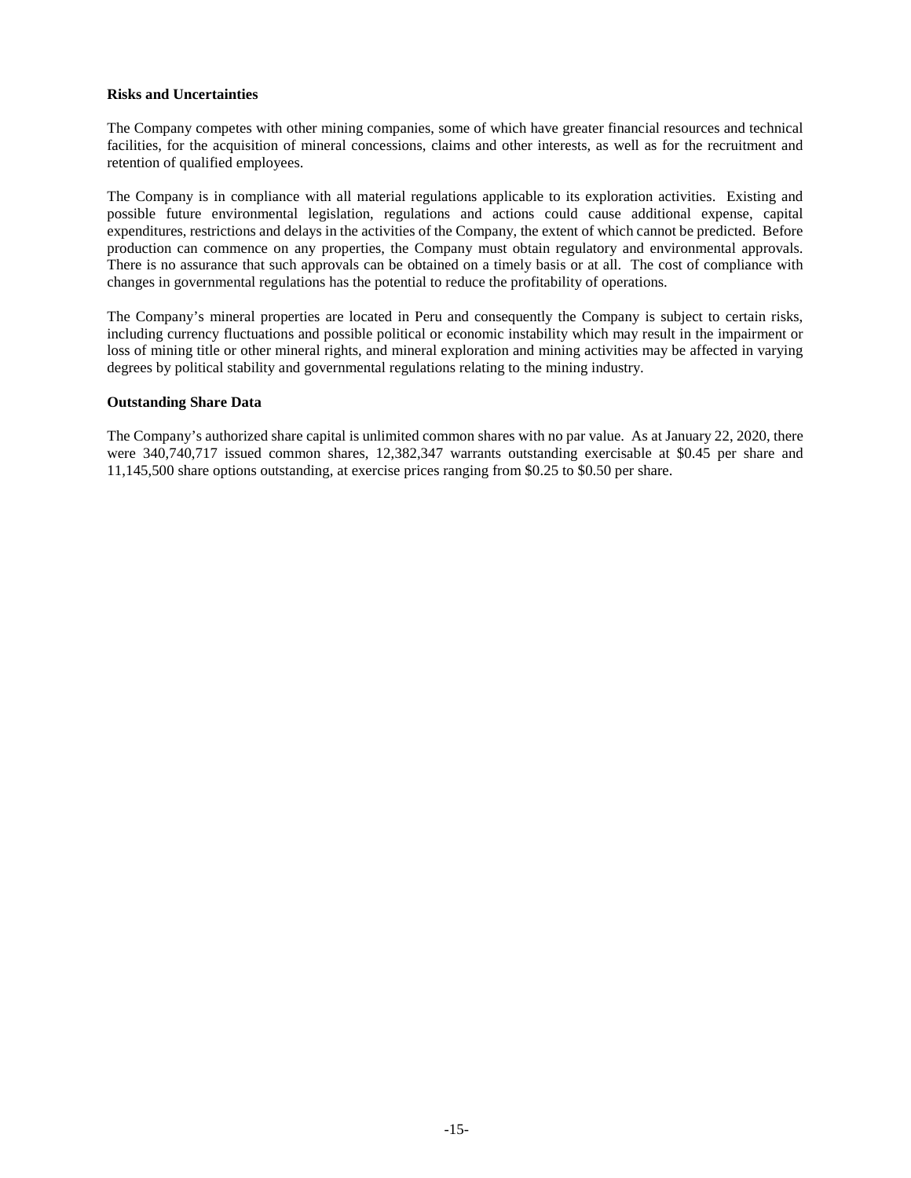**Risks and Uncertainties**

The Company competes with other mining companies, some of which have greater financial resources and technical facilities, for the acquisition of mineral concessions, claims and other interests, as well as for the recruitment and retention of qualified employees.

The Company is in compliance with all material regulations applicable to its exploration activities. Existing and possible future environmental legislation, regulations and actions could cause additional expense, capital expenditures, restrictions and delays in the activities of the Company, the extent of which cannot be predicted. Before production can commence on any properties, the Company must obtain regulatory and environmental approvals. There is no assurance that such approvals can be obtained on a timely basis or at all. The cost of compliance with changes in governmental regulations has the potential to reduce the profitability of operations.

The Company's mineral properties are located in Peru and consequently the Company is subject to certain risks, including currency fluctuations and possible political or economic instability which may result in the impairment or loss of mining title or other mineral rights, and mineral exploration and mining activities may be affected in varying degrees by political stability and governmental regulations relating to the mining industry.

**Outstanding Share Data**

The Company's authorized share capital is unlimited common shares with no par value. As at January 22, 2020, there were 340,740,717 issued common shares, 12,382,347 warrants outstanding exercisable at $0.45 per share and 11,145,500 share options outstanding, at exercise prices ranging from $0.25 to $0.50 per share.